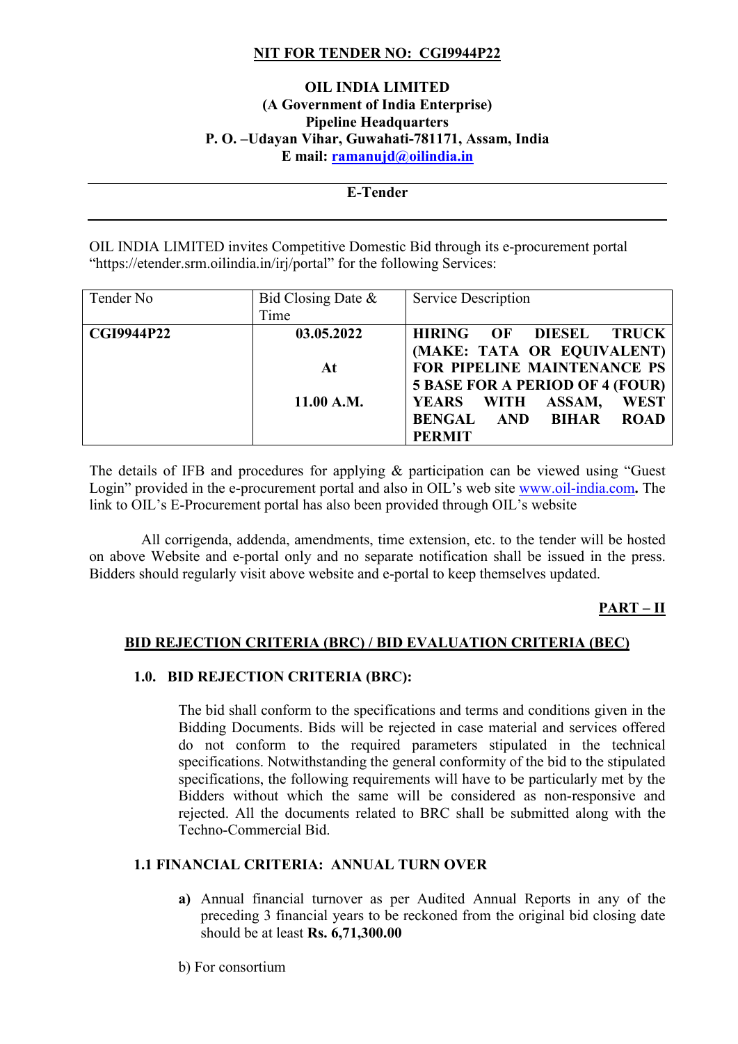**NIT FOR TENDER NO: CGI9944P22**

**OIL INDIA LIMITED**
**(A Government of India Enterprise)**
**Pipeline Headquarters**
**P. O. –Udayan Vihar, Guwahati-781171, Assam, India**
**E mail: ramanujd@oilindia.in**

---

**E-Tender**

---

OIL INDIA LIMITED invites Competitive Domestic Bid through its e-procurement portal "https://etender.srm.oilindia.in/irj/portal" for the following Services:

| Tender No | Bid Closing Date & Time | Service Description |
|---|---|---|
| **CGI9944P22** | **03.05.2022 At 11.00 A.M.** | **HIRING OF DIESEL TRUCK (MAKE: TATA OR EQUIVALENT) FOR PIPELINE MAINTENANCE PS 5 BASE FOR A PERIOD OF 4 (FOUR) YEARS WITH ASSAM, WEST BENGAL AND BIHAR ROAD PERMIT** |

The details of IFB and procedures for applying & participation can be viewed using "Guest Login" provided in the e-procurement portal and also in OIL's web site www.oil-india.com**.** The link to OIL's E-Procurement portal has also been provided through OIL's website

All corrigenda, addenda, amendments, time extension, etc. to the tender will be hosted on above Website and e-portal only and no separate notification shall be issued in the press. Bidders should regularly visit above website and e-portal to keep themselves updated.

**PART – II**

## BID REJECTION CRITERIA (BRC) / BID EVALUATION CRITERIA (BEC)

### 1.0. BID REJECTION CRITERIA (BRC):

The bid shall conform to the specifications and terms and conditions given in the Bidding Documents. Bids will be rejected in case material and services offered do not conform to the required parameters stipulated in the technical specifications. Notwithstanding the general conformity of the bid to the stipulated specifications, the following requirements will have to be particularly met by the Bidders without which the same will be considered as non-responsive and rejected. All the documents related to BRC shall be submitted along with the Techno-Commercial Bid.

### 1.1 FINANCIAL CRITERIA: ANNUAL TURN OVER

**a)** Annual financial turnover as per Audited Annual Reports in any of the preceding 3 financial years to be reckoned from the original bid closing date should be at least **Rs. 6,71,300.00**

b) For consortium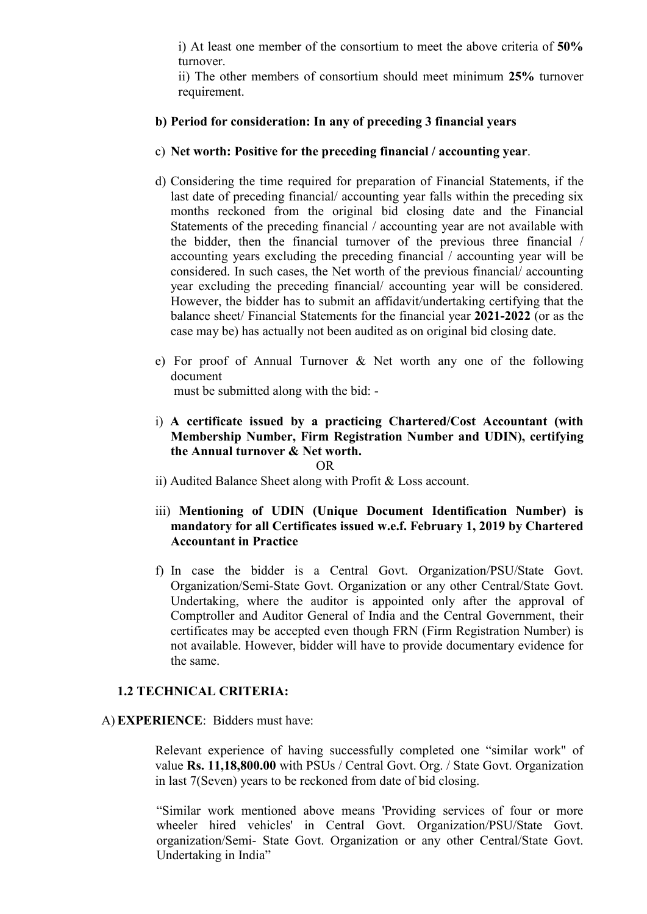i) At least one member of the consortium to meet the above criteria of **50%** turnover.

ii) The other members of consortium should meet minimum **25%** turnover requirement.

**b) Period for consideration: In any of preceding 3 financial years**

c) **Net worth: Positive for the preceding financial / accounting year**.

d) Considering the time required for preparation of Financial Statements, if the last date of preceding financial/ accounting year falls within the preceding six months reckoned from the original bid closing date and the Financial Statements of the preceding financial / accounting year are not available with the bidder, then the financial turnover of the previous three financial / accounting years excluding the preceding financial / accounting year will be considered. In such cases, the Net worth of the previous financial/ accounting year excluding the preceding financial/ accounting year will be considered. However, the bidder has to submit an affidavit/undertaking certifying that the balance sheet/ Financial Statements for the financial year **2021-2022** (or as the case may be) has actually not been audited as on original bid closing date.

e) For proof of Annual Turnover & Net worth any one of the following document must be submitted along with the bid: -

i) **A certificate issued by a practicing Chartered/Cost Accountant (with Membership Number, Firm Registration Number and UDIN), certifying the Annual turnover & Net worth.**

OR

ii) Audited Balance Sheet along with Profit & Loss account.

iii) **Mentioning of UDIN (Unique Document Identification Number) is mandatory for all Certificates issued w.e.f. February 1, 2019 by Chartered Accountant in Practice**

f) In case the bidder is a Central Govt. Organization/PSU/State Govt. Organization/Semi-State Govt. Organization or any other Central/State Govt. Undertaking, where the auditor is appointed only after the approval of Comptroller and Auditor General of India and the Central Government, their certificates may be accepted even though FRN (Firm Registration Number) is not available. However, bidder will have to provide documentary evidence for the same.

### 1.2 TECHNICAL CRITERIA:

A) **EXPERIENCE**: Bidders must have:

Relevant experience of having successfully completed one "similar work" of value **Rs. 11,18,800.00** with PSUs / Central Govt. Org. / State Govt. Organization in last 7(Seven) years to be reckoned from date of bid closing.

"Similar work mentioned above means 'Providing services of four or more wheeler hired vehicles' in Central Govt. Organization/PSU/State Govt. organization/Semi- State Govt. Organization or any other Central/State Govt. Undertaking in India"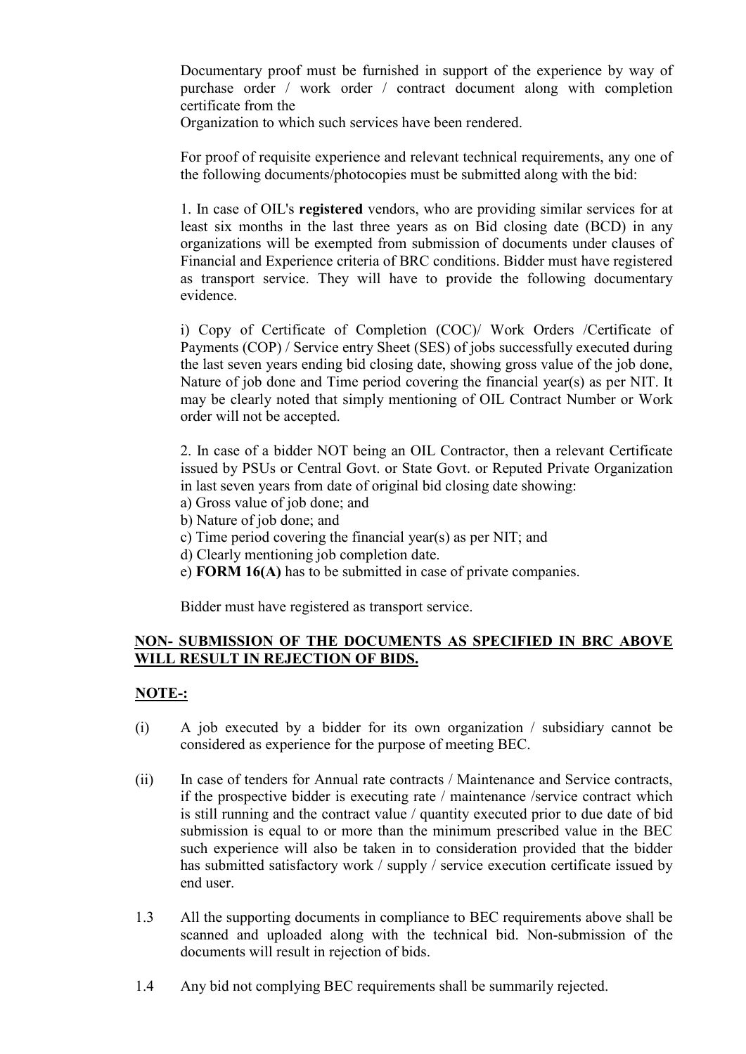Documentary proof must be furnished in support of the experience by way of purchase order / work order / contract document along with completion certificate from the
Organization to which such services have been rendered.

For proof of requisite experience and relevant technical requirements, any one of the following documents/photocopies must be submitted along with the bid:

1. In case of OIL's **registered** vendors, who are providing similar services for at least six months in the last three years as on Bid closing date (BCD) in any organizations will be exempted from submission of documents under clauses of Financial and Experience criteria of BRC conditions. Bidder must have registered as transport service. They will have to provide the following documentary evidence.

i) Copy of Certificate of Completion (COC)/ Work Orders /Certificate of Payments (COP) / Service entry Sheet (SES) of jobs successfully executed during the last seven years ending bid closing date, showing gross value of the job done, Nature of job done and Time period covering the financial year(s) as per NIT. It may be clearly noted that simply mentioning of OIL Contract Number or Work order will not be accepted.

2. In case of a bidder NOT being an OIL Contractor, then a relevant Certificate issued by PSUs or Central Govt. or State Govt. or Reputed Private Organization in last seven years from date of original bid closing date showing:
a) Gross value of job done; and
b) Nature of job done; and
c) Time period covering the financial year(s) as per NIT; and
d) Clearly mentioning job completion date.
e) **FORM 16(A)** has to be submitted in case of private companies.

Bidder must have registered as transport service.

**NON- SUBMISSION OF THE DOCUMENTS AS SPECIFIED IN BRC ABOVE WILL RESULT IN REJECTION OF BIDS.**

**NOTE-:**

(i) A job executed by a bidder for its own organization / subsidiary cannot be considered as experience for the purpose of meeting BEC.

(ii) In case of tenders for Annual rate contracts / Maintenance and Service contracts, if the prospective bidder is executing rate / maintenance /service contract which is still running and the contract value / quantity executed prior to due date of bid submission is equal to or more than the minimum prescribed value in the BEC such experience will also be taken in to consideration provided that the bidder has submitted satisfactory work / supply / service execution certificate issued by end user.

1.3 All the supporting documents in compliance to BEC requirements above shall be scanned and uploaded along with the technical bid. Non-submission of the documents will result in rejection of bids.

1.4 Any bid not complying BEC requirements shall be summarily rejected.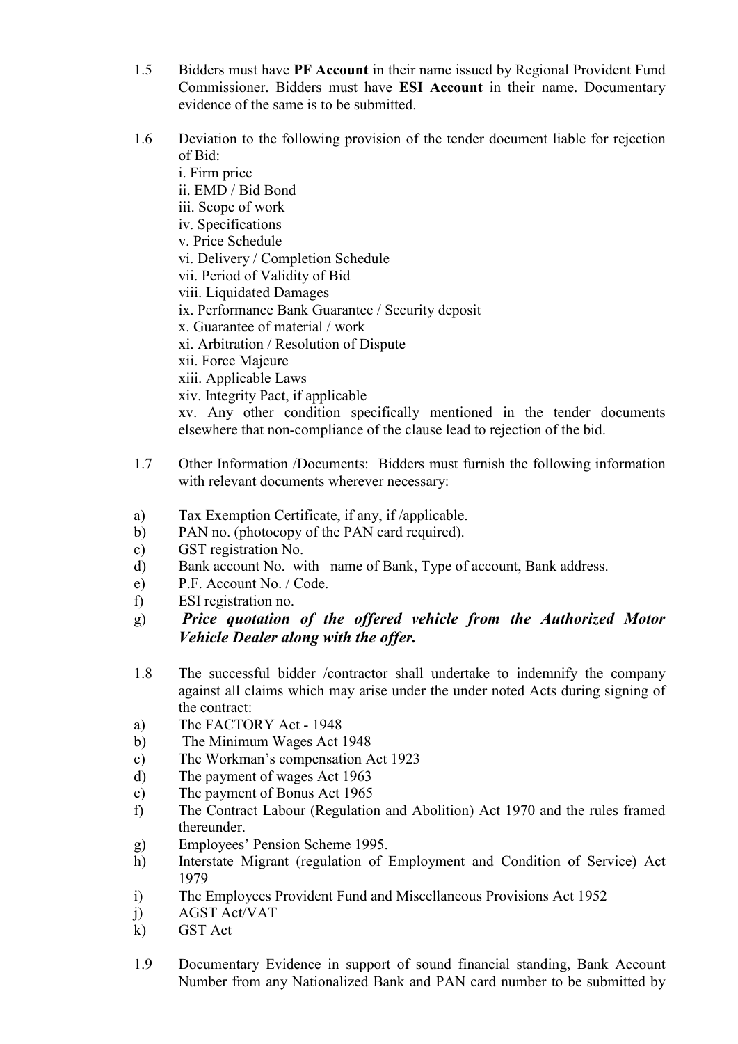1.5 Bidders must have **PF Account** in their name issued by Regional Provident Fund Commissioner. Bidders must have **ESI Account** in their name. Documentary evidence of the same is to be submitted.

1.6 Deviation to the following provision of the tender document liable for rejection of Bid:

i. Firm price
ii. EMD / Bid Bond
iii. Scope of work
iv. Specifications
v. Price Schedule
vi. Delivery / Completion Schedule
vii. Period of Validity of Bid
viii. Liquidated Damages
ix. Performance Bank Guarantee / Security deposit
x. Guarantee of material / work
xi. Arbitration / Resolution of Dispute
xii. Force Majeure
xiii. Applicable Laws
xiv. Integrity Pact, if applicable
xv. Any other condition specifically mentioned in the tender documents elsewhere that non-compliance of the clause lead to rejection of the bid.

1.7 Other Information /Documents: Bidders must furnish the following information with relevant documents wherever necessary:

a) Tax Exemption Certificate, if any, if /applicable.
b) PAN no. (photocopy of the PAN card required).
c) GST registration No.
d) Bank account No. with name of Bank, Type of account, Bank address.
e) P.F. Account No. / Code.
f) ESI registration no.
g) ***Price quotation of the offered vehicle from the Authorized Motor Vehicle Dealer along with the offer.***

1.8 The successful bidder /contractor shall undertake to indemnify the company against all claims which may arise under the under noted Acts during signing of the contract:

a) The FACTORY Act - 1948
b) The Minimum Wages Act 1948
c) The Workman's compensation Act 1923
d) The payment of wages Act 1963
e) The payment of Bonus Act 1965
f) The Contract Labour (Regulation and Abolition) Act 1970 and the rules framed thereunder.
g) Employees' Pension Scheme 1995.
h) Interstate Migrant (regulation of Employment and Condition of Service) Act 1979
i) The Employees Provident Fund and Miscellaneous Provisions Act 1952
j) AGST Act/VAT
k) GST Act

1.9 Documentary Evidence in support of sound financial standing, Bank Account Number from any Nationalized Bank and PAN card number to be submitted by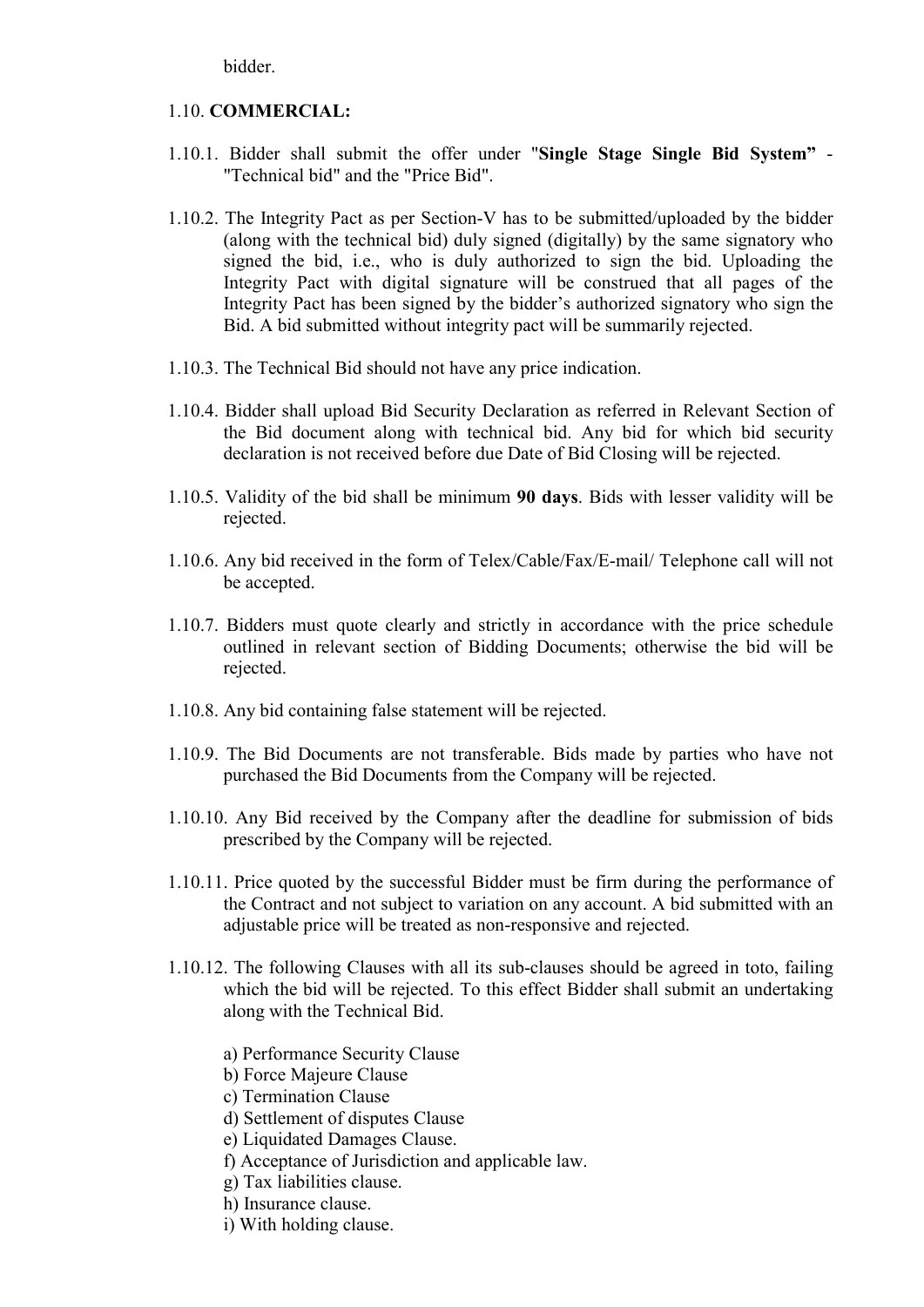bidder.

1.10. **COMMERCIAL:**

1.10.1. Bidder shall submit the offer under "**Single Stage Single Bid System"** - "Technical bid" and the "Price Bid".

1.10.2. The Integrity Pact as per Section-V has to be submitted/uploaded by the bidder (along with the technical bid) duly signed (digitally) by the same signatory who signed the bid, i.e., who is duly authorized to sign the bid. Uploading the Integrity Pact with digital signature will be construed that all pages of the Integrity Pact has been signed by the bidder's authorized signatory who sign the Bid. A bid submitted without integrity pact will be summarily rejected.

1.10.3. The Technical Bid should not have any price indication.

1.10.4. Bidder shall upload Bid Security Declaration as referred in Relevant Section of the Bid document along with technical bid. Any bid for which bid security declaration is not received before due Date of Bid Closing will be rejected.

1.10.5. Validity of the bid shall be minimum **90 days**. Bids with lesser validity will be rejected.

1.10.6. Any bid received in the form of Telex/Cable/Fax/E-mail/ Telephone call will not be accepted.

1.10.7. Bidders must quote clearly and strictly in accordance with the price schedule outlined in relevant section of Bidding Documents; otherwise the bid will be rejected.

1.10.8. Any bid containing false statement will be rejected.

1.10.9. The Bid Documents are not transferable. Bids made by parties who have not purchased the Bid Documents from the Company will be rejected.

1.10.10. Any Bid received by the Company after the deadline for submission of bids prescribed by the Company will be rejected.

1.10.11. Price quoted by the successful Bidder must be firm during the performance of the Contract and not subject to variation on any account. A bid submitted with an adjustable price will be treated as non-responsive and rejected.

1.10.12. The following Clauses with all its sub-clauses should be agreed in toto, failing which the bid will be rejected. To this effect Bidder shall submit an undertaking along with the Technical Bid.

a) Performance Security Clause
b) Force Majeure Clause
c) Termination Clause
d) Settlement of disputes Clause
e) Liquidated Damages Clause.
f) Acceptance of Jurisdiction and applicable law.
g) Tax liabilities clause.
h) Insurance clause.
i) With holding clause.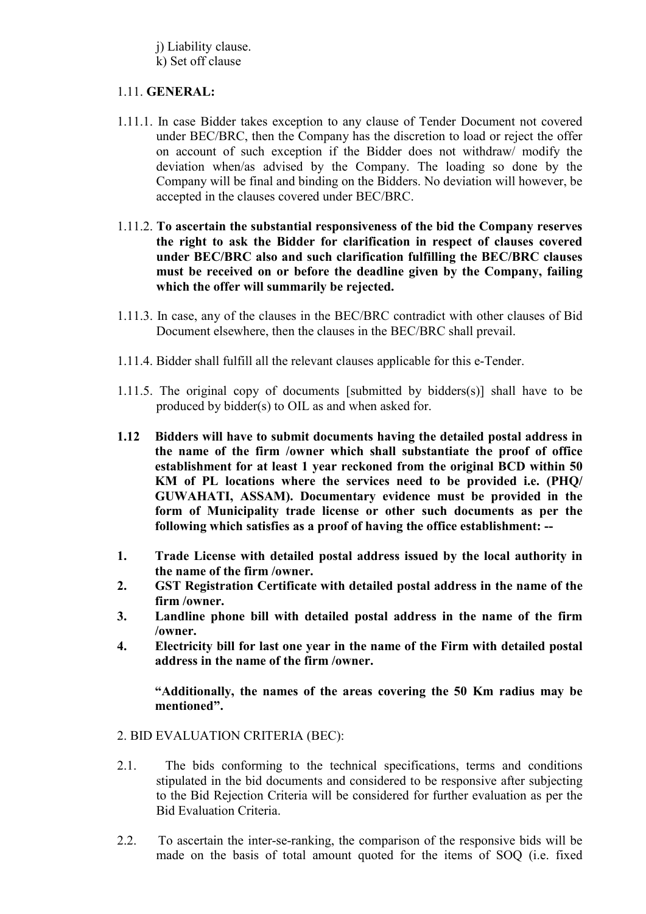j) Liability clause.
k) Set off clause

1.11. **GENERAL:**

1.11.1. In case Bidder takes exception to any clause of Tender Document not covered under BEC/BRC, then the Company has the discretion to load or reject the offer on account of such exception if the Bidder does not withdraw/ modify the deviation when/as advised by the Company. The loading so done by the Company will be final and binding on the Bidders. No deviation will however, be accepted in the clauses covered under BEC/BRC.

1.11.2. **To ascertain the substantial responsiveness of the bid the Company reserves the right to ask the Bidder for clarification in respect of clauses covered under BEC/BRC also and such clarification fulfilling the BEC/BRC clauses must be received on or before the deadline given by the Company, failing which the offer will summarily be rejected.**

1.11.3. In case, any of the clauses in the BEC/BRC contradict with other clauses of Bid Document elsewhere, then the clauses in the BEC/BRC shall prevail.

1.11.4. Bidder shall fulfill all the relevant clauses applicable for this e-Tender.

1.11.5. The original copy of documents [submitted by bidders(s)] shall have to be produced by bidder(s) to OIL as and when asked for.

**1.12 Bidders will have to submit documents having the detailed postal address in the name of the firm /owner which shall substantiate the proof of office establishment for at least 1 year reckoned from the original BCD within 50 KM of PL locations where the services need to be provided i.e. (PHQ/ GUWAHATI, ASSAM). Documentary evidence must be provided in the form of Municipality trade license or other such documents as per the following which satisfies as a proof of having the office establishment: --**

1. **Trade License with detailed postal address issued by the local authority in the name of the firm /owner.**
2. **GST Registration Certificate with detailed postal address in the name of the firm /owner.**
3. **Landline phone bill with detailed postal address in the name of the firm /owner.**
4. **Electricity bill for last one year in the name of the Firm with detailed postal address in the name of the firm /owner.**

**"Additionally, the names of the areas covering the 50 Km radius may be mentioned".**

2. BID EVALUATION CRITERIA (BEC):

2.1. The bids conforming to the technical specifications, terms and conditions stipulated in the bid documents and considered to be responsive after subjecting to the Bid Rejection Criteria will be considered for further evaluation as per the Bid Evaluation Criteria.

2.2. To ascertain the inter-se-ranking, the comparison of the responsive bids will be made on the basis of total amount quoted for the items of SOQ (i.e. fixed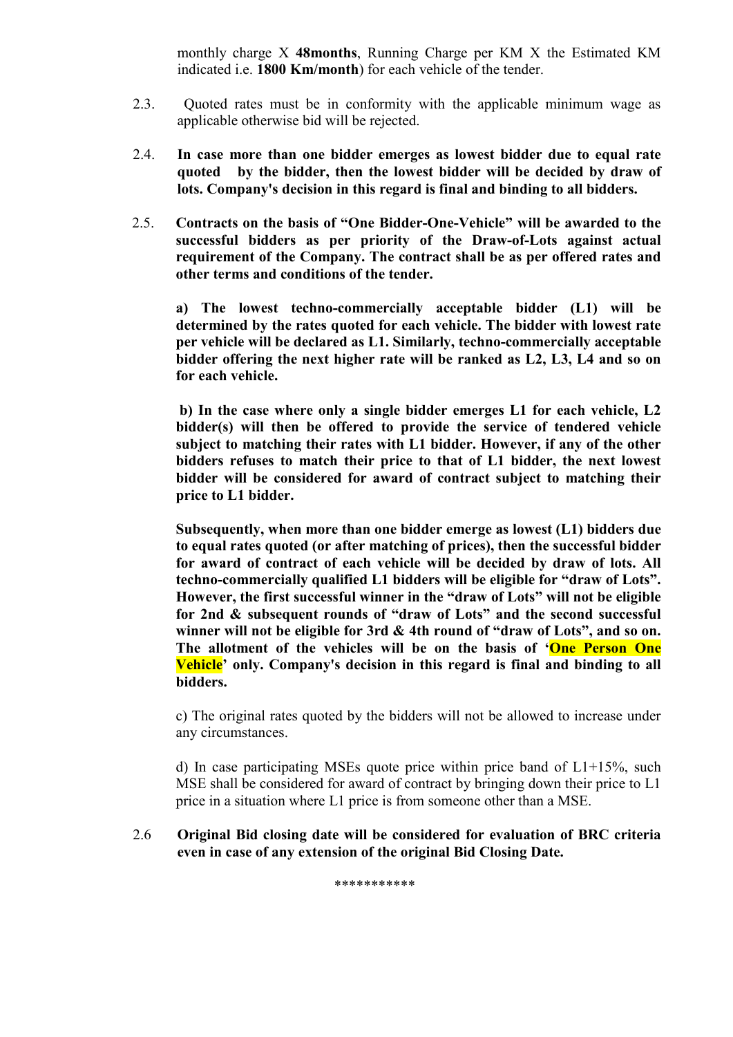monthly charge X **48months**, Running Charge per KM X the Estimated KM indicated i.e. **1800 Km/month**) for each vehicle of the tender.

2.3. Quoted rates must be in conformity with the applicable minimum wage as applicable otherwise bid will be rejected.

2.4. **In case more than one bidder emerges as lowest bidder due to equal rate quoted by the bidder, then the lowest bidder will be decided by draw of lots. Company's decision in this regard is final and binding to all bidders.**

2.5. **Contracts on the basis of "One Bidder-One-Vehicle" will be awarded to the successful bidders as per priority of the Draw-of-Lots against actual requirement of the Company. The contract shall be as per offered rates and other terms and conditions of the tender.**

**a) The lowest techno-commercially acceptable bidder (L1) will be determined by the rates quoted for each vehicle. The bidder with lowest rate per vehicle will be declared as L1. Similarly, techno-commercially acceptable bidder offering the next higher rate will be ranked as L2, L3, L4 and so on for each vehicle.**

**b) In the case where only a single bidder emerges L1 for each vehicle, L2 bidder(s) will then be offered to provide the service of tendered vehicle subject to matching their rates with L1 bidder. However, if any of the other bidders refuses to match their price to that of L1 bidder, the next lowest bidder will be considered for award of contract subject to matching their price to L1 bidder.**

**Subsequently, when more than one bidder emerge as lowest (L1) bidders due to equal rates quoted (or after matching of prices), then the successful bidder for award of contract of each vehicle will be decided by draw of lots. All techno-commercially qualified L1 bidders will be eligible for "draw of Lots". However, the first successful winner in the "draw of Lots" will not be eligible for 2nd & subsequent rounds of "draw of Lots" and the second successful winner will not be eligible for 3rd & 4th round of "draw of Lots", and so on. The allotment of the vehicles will be on the basis of 'One Person One Vehicle' only. Company's decision in this regard is final and binding to all bidders.**

c) The original rates quoted by the bidders will not be allowed to increase under any circumstances.

d) In case participating MSEs quote price within price band of L1+15%, such MSE shall be considered for award of contract by bringing down their price to L1 price in a situation where L1 price is from someone other than a MSE.

2.6 **Original Bid closing date will be considered for evaluation of BRC criteria even in case of any extension of the original Bid Closing Date.**

***********